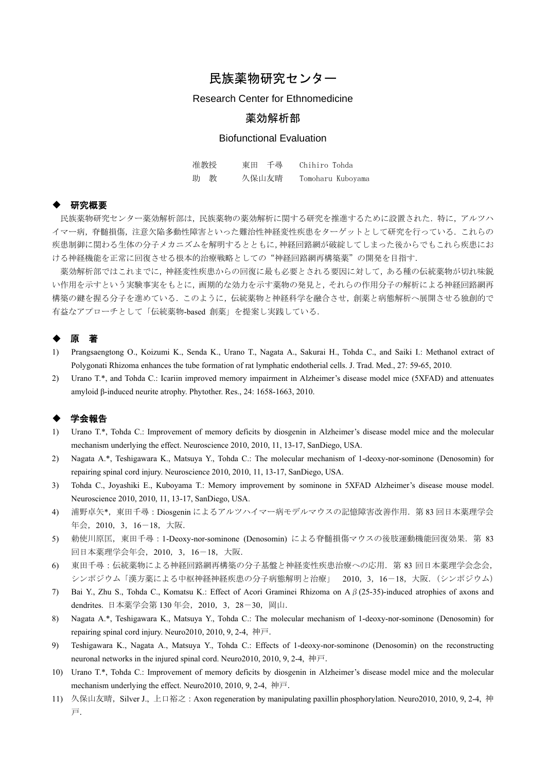# 民族薬物研究センター

## Research Center for Ethnomedicine

## 薬効解析部

## Biofunctional Evaluation

准教授　　東田　千尋　　Chihiro Tohda
助　教　　久保山友晴　　Tomoharu Kuboyama

### ◆ 研究概要

民族薬物研究センター薬効解析部は，民族薬物の薬効解析に関する研究を推進するために設置された．特に，アルツハイマー病，脊髄損傷，注意欠陥多動性障害といった難治性神経変性疾患をターゲットとして研究を行っている．これらの疾患制御に関わる生体の分子メカニズムを解明するとともに，神経回路網が破綻してしまった後からでもこれら疾患における神経機能を正常に回復させる根本的治療戦略としての"神経回路網再構築薬"の開発を目指す．

薬効解析部ではこれまでに，神経変性疾患からの回復に最も必要とされる要因に対して，ある種の伝統薬物が切れ味鋭い作用を示すという実験事実をもとに，画期的な効力を示す薬物の発見と，それらの作用分子の解析による神経回路網再構築の鍵を握る分子を進めている．このように，伝統薬物と神経科学を融合させ，創薬と病態解析へ展開させる独創的で有益なアプローチとして「伝統薬物-based 創薬」を提案し実践している．

### ◆ 原　著

1) Prangsaengtong O., Koizumi K., Senda K., Urano T., Nagata A., Sakurai H., Tohda C., and Saiki I.: Methanol extract of Polygonati Rhizoma enhances the tube formation of rat lymphatic endothelial cells. J. Trad. Med., 27: 59-65, 2010.
2) Urano T.*, and Tohda C.: Icariin improved memory impairment in Alzheimer's disease model mice (5XFAD) and attenuates amyloid β-induced neurite atrophy. Phytother. Res., 24: 1658-1663, 2010.

### ◆ 学会報告

1) Urano T.*, Tohda C.: Improvement of memory deficits by diosgenin in Alzheimer's disease model mice and the molecular mechanism underlying the effect. Neuroscience 2010, 2010, 11, 13-17, SanDiego, USA.
2) Nagata A.*, Teshigawara K., Matsuya Y., Tohda C.: The molecular mechanism of 1-deoxy-nor-sominone (Denosomin) for repairing spinal cord injury. Neuroscience 2010, 2010, 11, 13-17, SanDiego, USA.
3) Tohda C., Joyashiki E., Kuboyama T.: Memory improvement by sominone in 5XFAD Alzheimer's disease mouse model. Neuroscience 2010, 2010, 11, 13-17, SanDiego, USA.
4) 浦野卓矢*，東田千尋：Diosgenin によるアルツハイマー病モデルマウスの記憶障害改善作用．第 83 回日本薬理学会年会，2010，3，16－18，大阪．
5) 勅使川原匡，東田千尋：1-Deoxy-nor-sominone (Denosomin) による脊髄損傷マウスの後肢運動機能回復効果．第 83 回日本薬理学会年会，2010，3，16－18，大阪．
6) 東田千尋：伝統薬物による神経回路網再構築の分子基盤と神経変性疾患治療への応用．第 83 回日本薬理学会念会，シンポジウム「漢方薬による中枢神経神経疾患の分子病態解明と治療」　2010，3，16－18，大阪．（シンポジウム）
7) Bai Y., Zhu S., Tohda C., Komatsu K.: Effect of Acori Graminei Rhizoma on Aβ(25-35)-induced atrophies of axons and dendrites. 日本薬学会第 130 年会，2010，3，28－30，岡山．
8) Nagata A.*, Teshigawara K., Matsuya Y., Tohda C.: The molecular mechanism of 1-deoxy-nor-sominone (Denosomin) for repairing spinal cord injury. Neuro2010, 2010, 9, 2-4, 神戸．
9) Teshigawara K., Nagata A., Matsuya Y., Tohda C.: Effects of 1-deoxy-nor-sominone (Denosomin) on the reconstructing neuronal networks in the injured spinal cord. Neuro2010, 2010, 9, 2-4, 神戸．
10) Urano T.*, Tohda C.: Improvement of memory deficits by diosgenin in Alzheimer's disease model mice and the molecular mechanism underlying the effect. Neuro2010, 2010, 9, 2-4, 神戸．
11) 久保山友晴，Silver J.，上口裕之：Axon regeneration by manipulating paxillin phosphorylation. Neuro2010, 2010, 9, 2-4, 神戸．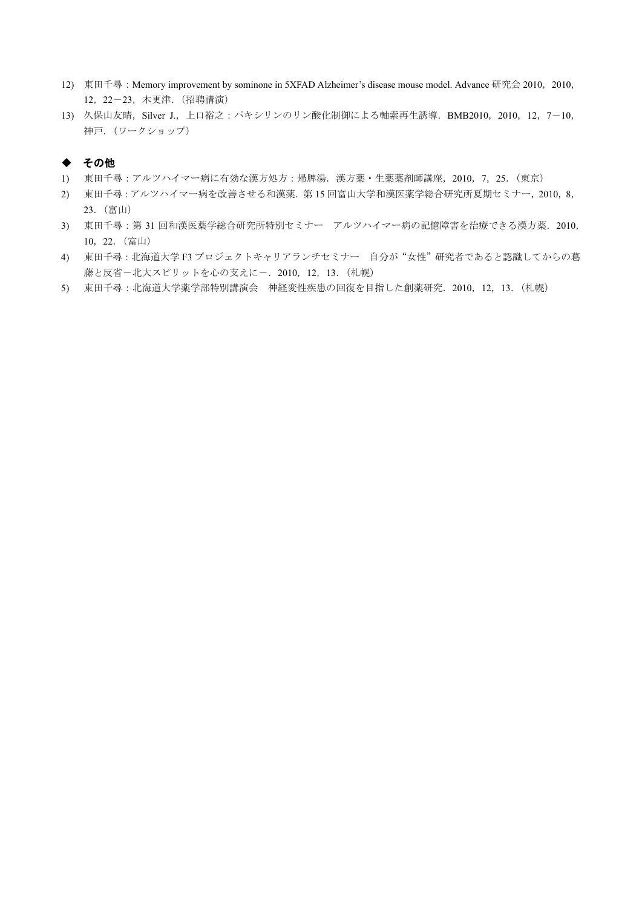12) 東田千尋：Memory improvement by sominone in 5XFAD Alzheimer's disease mouse model. Advance 研究会 2010，2010，12，22－23，木更津．（招聘講演）
13) 久保山友晴，Silver J.，上口裕之：パキシリンのリン酸化制御による軸索再生誘導．BMB2010，2010，12，7－10，神戸．（ワークショップ）

### ◆ その他

1) 東田千尋：アルツハイマー病に有効な漢方処方：帰脾湯．漢方薬・生薬薬剤師講座，2010，7，25．（東京）
2) 東田千尋：アルツハイマー病を改善させる和漢薬．第 15 回富山大学和漢医薬学総合研究所夏期セミナー，2010，8，23．（富山）
3) 東田千尋：第 31 回和漢医薬学総合研究所特別セミナー　アルツハイマー病の記憶障害を治療できる漢方薬．2010，10，22．（富山）
4) 東田千尋：北海道大学 F3 プロジェクトキャリアランチセミナー　自分が"女性"研究者であると認識してからの葛藤と反省－北大スピリットを心の支えに－．2010，12，13．（札幌）
5) 東田千尋：北海道大学薬学部特別講演会　神経変性疾患の回復を目指した創薬研究．2010，12，13．（札幌）